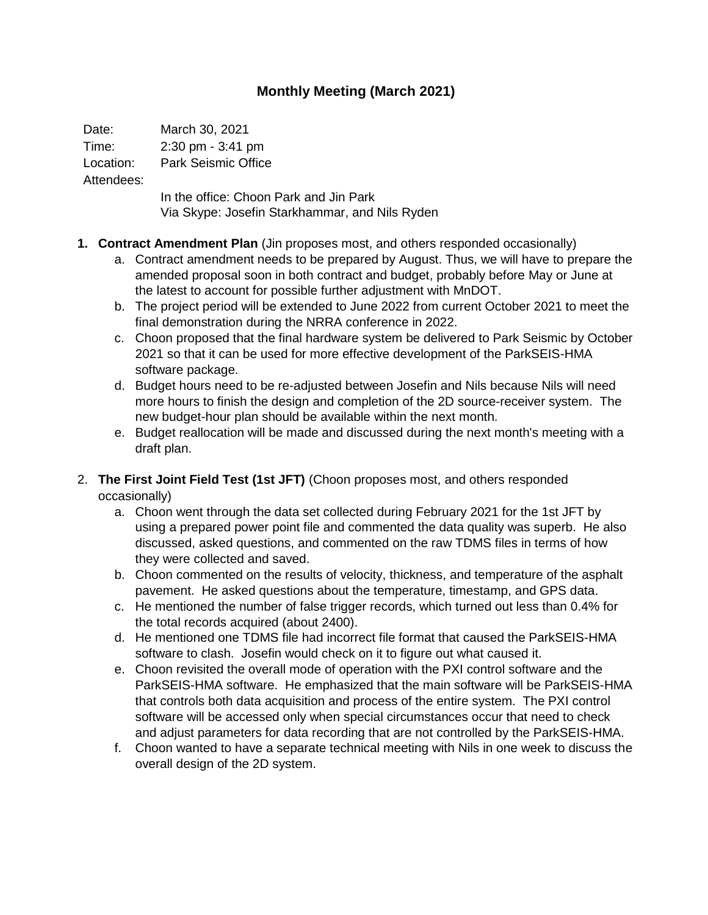# Monthly Meeting (March 2021)

Date: March 30, 2021

Time: 2:30 pm - 3:41 pm

Location: Park Seismic Office

Attendees:

In the office: Choon Park and Jin Park

Via Skype: Josefin Starkhammar, and Nils Ryden

1. **Contract Amendment Plan** (Jin proposes most, and others responded occasionally)
   a. Contract amendment needs to be prepared by August. Thus, we will have to prepare the amended proposal soon in both contract and budget, probably before May or June at the latest to account for possible further adjustment with MnDOT.
   b. The project period will be extended to June 2022 from current October 2021 to meet the final demonstration during the NRRA conference in 2022.
   c. Choon proposed that the final hardware system be delivered to Park Seismic by October 2021 so that it can be used for more effective development of the ParkSEIS-HMA software package.
   d. Budget hours need to be re-adjusted between Josefin and Nils because Nils will need more hours to finish the design and completion of the 2D source-receiver system. The new budget-hour plan should be available within the next month.
   e. Budget reallocation will be made and discussed during the next month's meeting with a draft plan.

2. **The First Joint Field Test (1st JFT)** (Choon proposes most, and others responded occasionally)
   a. Choon went through the data set collected during February 2021 for the 1st JFT by using a prepared power point file and commented the data quality was superb. He also discussed, asked questions, and commented on the raw TDMS files in terms of how they were collected and saved.
   b. Choon commented on the results of velocity, thickness, and temperature of the asphalt pavement. He asked questions about the temperature, timestamp, and GPS data.
   c. He mentioned the number of false trigger records, which turned out less than 0.4% for the total records acquired (about 2400).
   d. He mentioned one TDMS file had incorrect file format that caused the ParkSEIS-HMA software to clash. Josefin would check on it to figure out what caused it.
   e. Choon revisited the overall mode of operation with the PXI control software and the ParkSEIS-HMA software. He emphasized that the main software will be ParkSEIS-HMA that controls both data acquisition and process of the entire system. The PXI control software will be accessed only when special circumstances occur that need to check and adjust parameters for data recording that are not controlled by the ParkSEIS-HMA.
   f. Choon wanted to have a separate technical meeting with Nils in one week to discuss the overall design of the 2D system.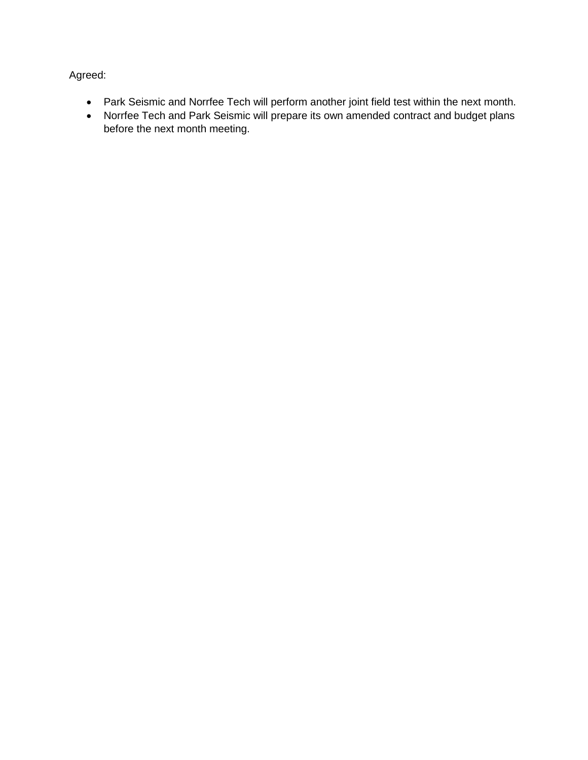Agreed:

- Park Seismic and Norrfee Tech will perform another joint field test within the next month.
- Norrfee Tech and Park Seismic will prepare its own amended contract and budget plans before the next month meeting.